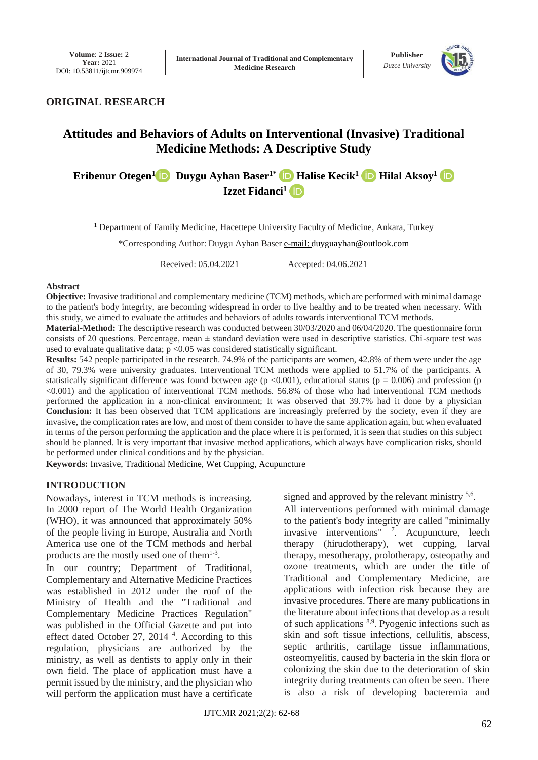**ORIGINAL RESEARCH**

# Attitudes and Behaviors of Adults on Interventional (Invasive) Traditional Medicine Methods: A Descriptive Study

**Eribenur Otegen[1] Duygu Ayhan Baser[1*] Halise Kecik[1] Hilal Aksoy[1] Izzet Fidanci[1]**

[1] Department of Family Medicine, Hacettepe University Faculty of Medicine, Ankara, Turkey

*Corresponding Author: Duygu Ayhan Baser e-mail: duyguayhan@outlook.com

Received: 05.04.2021 Accepted: 04.06.2021

## Abstract

**Objective:** Invasive traditional and complementary medicine (TCM) methods, which are performed with minimal damage to the patient's body integrity, are becoming widespread in order to live healthy and to be treated when necessary. With this study, we aimed to evaluate the attitudes and behaviors of adults towards interventional TCM methods.

**Material-Method:** The descriptive research was conducted between 30/03/2020 and 06/04/2020. The questionnaire form consists of 20 questions. Percentage, mean ± standard deviation were used in descriptive statistics. Chi-square test was used to evaluate qualitative data; $p < 0.05$ was considered statistically significant.

**Results:** 542 people participated in the research. 74.9% of the participants are women, 42.8% of them were under the age of 30, 79.3% were university graduates. Interventional TCM methods were applied to 51.7% of the participants. A statistically significant difference was found between age ($p < 0.001$), educational status ($p = 0.006$) and profession ($p < 0.001$) and the application of interventional TCM methods. 56.8% of those who had interventional TCM methods performed the application in a non-clinical environment; It was observed that 39.7% had it done by a physician

**Conclusion:** It has been observed that TCM applications are increasingly preferred by the society, even if they are invasive, the complication rates are low, and most of them consider to have the same application again, but when evaluated in terms of the person performing the application and the place where it is performed, it is seen that studies on this subject should be planned. It is very important that invasive method applications, which always have complication risks, should be performed under clinical conditions and by the physician.

**Keywords:** Invasive, Traditional Medicine, Wet Cupping, Acupuncture

## INTRODUCTION

Nowadays, interest in TCM methods is increasing. In 2000 report of The World Health Organization (WHO), it was announced that approximately 50% of the people living in Europe, Australia and North America use one of the TCM methods and herbal products are the mostly used one of them[1-3].

In our country; Department of Traditional, Complementary and Alternative Medicine Practices was established in 2012 under the roof of the Ministry of Health and the "Traditional and Complementary Medicine Practices Regulation" was published in the Official Gazette and put into effect dated October 27, 2014 [4]. According to this regulation, physicians are authorized by the ministry, as well as dentists to apply only in their own field. The place of application must have a permit issued by the ministry, and the physician who will perform the application must have a certificate signed and approved by the relevant ministry [5,6].

All interventions performed with minimal damage to the patient's body integrity are called "minimally invasive interventions" [7]. Acupuncture, leech therapy (hirudotherapy), wet cupping, larval therapy, mesotherapy, prolotherapy, osteopathy and ozone treatments, which are under the title of Traditional and Complementary Medicine, are applications with infection risk because they are invasive procedures. There are many publications in the literature about infections that develop as a result of such applications [8,9]. Pyogenic infections such as skin and soft tissue infections, cellulitis, abscess, septic arthritis, cartilage tissue inflammations, osteomyelitis, caused by bacteria in the skin flora or colonizing the skin due to the deterioration of skin integrity during treatments can often be seen. There is also a risk of developing bacteremia and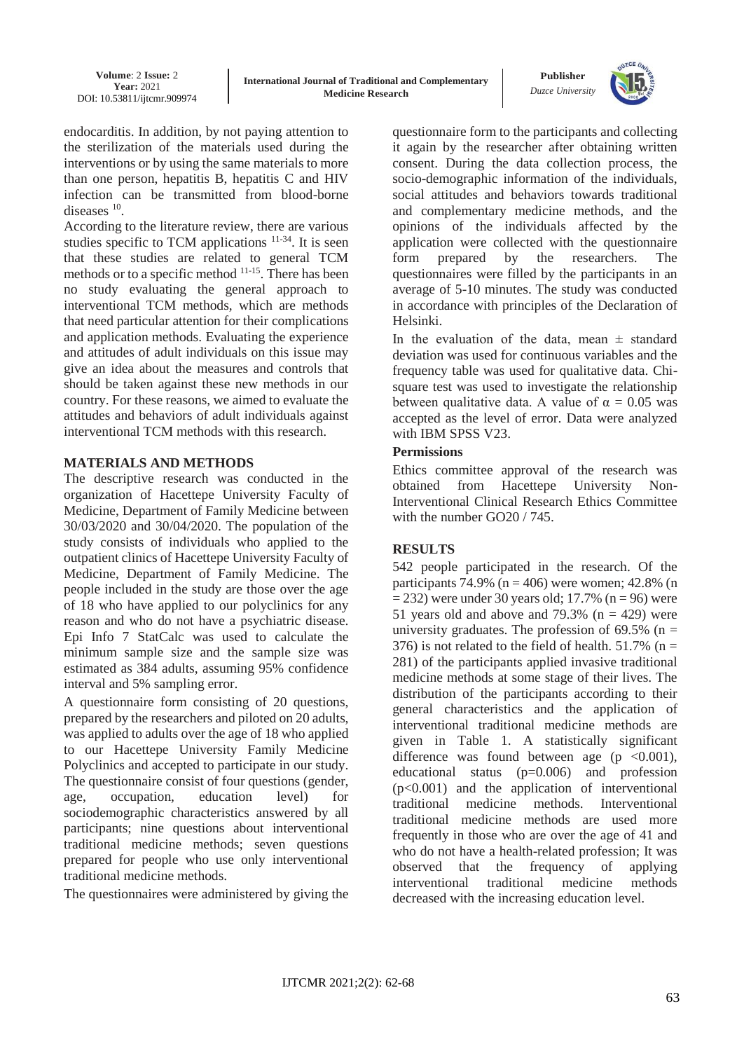endocarditis. In addition, by not paying attention to the sterilization of the materials used during the interventions or by using the same materials to more than one person, hepatitis B, hepatitis C and HIV infection can be transmitted from blood-borne diseases [10].

According to the literature review, there are various studies specific to TCM applications [11-34]. It is seen that these studies are related to general TCM methods or to a specific method [11-15]. There has been no study evaluating the general approach to interventional TCM methods, which are methods that need particular attention for their complications and application methods. Evaluating the experience and attitudes of adult individuals on this issue may give an idea about the measures and controls that should be taken against these new methods in our country. For these reasons, we aimed to evaluate the attitudes and behaviors of adult individuals against interventional TCM methods with this research.

## MATERIALS AND METHODS

The descriptive research was conducted in the organization of Hacettepe University Faculty of Medicine, Department of Family Medicine between 30/03/2020 and 30/04/2020. The population of the study consists of individuals who applied to the outpatient clinics of Hacettepe University Faculty of Medicine, Department of Family Medicine. The people included in the study are those over the age of 18 who have applied to our polyclinics for any reason and who do not have a psychiatric disease. Epi Info 7 StatCalc was used to calculate the minimum sample size and the sample size was estimated as 384 adults, assuming 95% confidence interval and 5% sampling error.

A questionnaire form consisting of 20 questions, prepared by the researchers and piloted on 20 adults, was applied to adults over the age of 18 who applied to our Hacettepe University Family Medicine Polyclinics and accepted to participate in our study. The questionnaire consist of four questions (gender, age, occupation, education level) for sociodemographic characteristics answered by all participants; nine questions about interventional traditional medicine methods; seven questions prepared for people who use only interventional traditional medicine methods.

The questionnaires were administered by giving the questionnaire form to the participants and collecting it again by the researcher after obtaining written consent. During the data collection process, the socio-demographic information of the individuals, social attitudes and behaviors towards traditional and complementary medicine methods, and the opinions of the individuals affected by the application were collected with the questionnaire form prepared by the researchers. The questionnaires were filled by the participants in an average of 5-10 minutes. The study was conducted in accordance with principles of the Declaration of Helsinki.

In the evaluation of the data, mean ± standard deviation was used for continuous variables and the frequency table was used for qualitative data. Chi-square test was used to investigate the relationship between qualitative data. A value of $\alpha = 0.05$ was accepted as the level of error. Data were analyzed with IBM SPSS V23.

### Permissions

Ethics committee approval of the research was obtained from Hacettepe University Non-Interventional Clinical Research Ethics Committee with the number GO20 / 745.

## RESULTS

542 people participated in the research. Of the participants 74.9% (n = 406) were women; 42.8% (n = 232) were under 30 years old; 17.7% (n = 96) were 51 years old and above and 79.3% (n = 429) were university graduates. The profession of 69.5% (n = 376) is not related to the field of health. 51.7% (n = 281) of the participants applied invasive traditional medicine methods at some stage of their lives. The distribution of the participants according to their general characteristics and the application of interventional traditional medicine methods are given in Table 1. A statistically significant difference was found between age ($p < 0.001$), educational status ($p = 0.006$) and profession ($p < 0.001$) and the application of interventional traditional medicine methods. Interventional traditional medicine methods are used more frequently in those who are over the age of 41 and who do not have a health-related profession; It was observed that the frequency of applying interventional traditional medicine methods decreased with the increasing education level.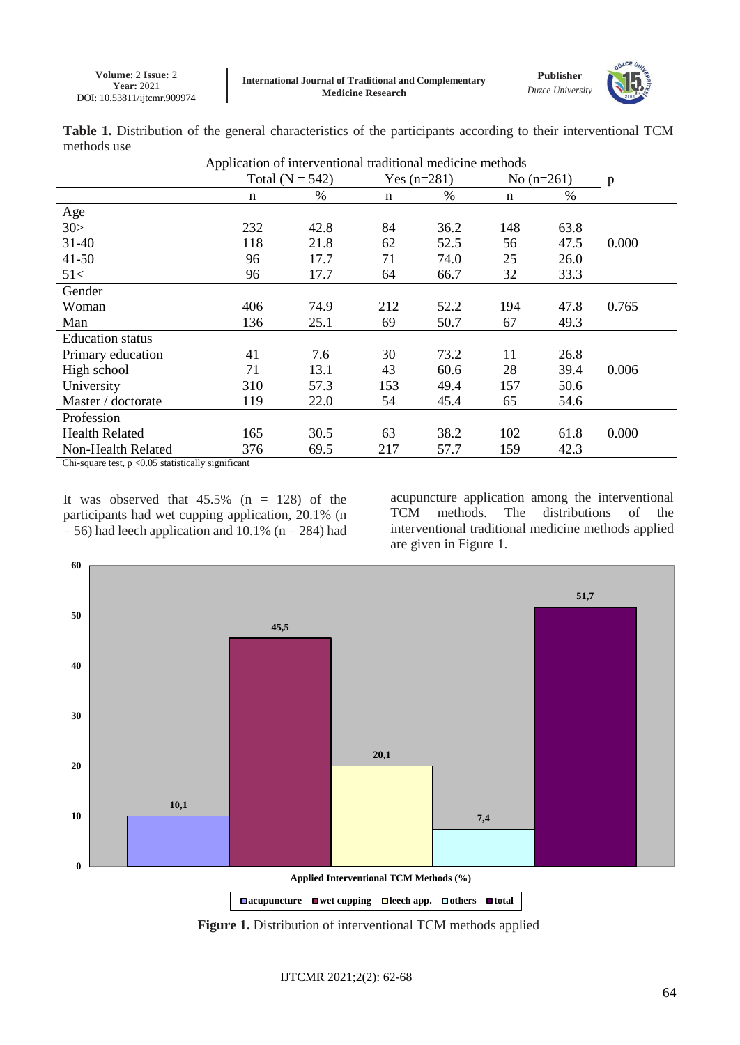**Table 1.** Distribution of the general characteristics of the participants according to their interventional TCM methods use

| | Application of interventional traditional medicine methods | | | | | | |
|---|---|---|---|---|---|---|---|
| | Total (N = 542) | | Yes (n=281) | | No (n=261) | | p |
| | n | % | n | % | n | % | |
| **Age** | | | | | | | |
| 30> | 232 | 42.8 | 84 | 36.2 | 148 | 63.8 | |
| 31-40 | 118 | 21.8 | 62 | 52.5 | 56 | 47.5 | 0.000 |
| 41-50 | 96 | 17.7 | 71 | 74.0 | 25 | 26.0 | |
| 51< | 96 | 17.7 | 64 | 66.7 | 32 | 33.3 | |
| **Gender** | | | | | | | |
| Woman | 406 | 74.9 | 212 | 52.2 | 194 | 47.8 | 0.765 |
| Man | 136 | 25.1 | 69 | 50.7 | 67 | 49.3 | |
| **Education status** | | | | | | | |
| Primary education | 41 | 7.6 | 30 | 73.2 | 11 | 26.8 | |
| High school | 71 | 13.1 | 43 | 60.6 | 28 | 39.4 | 0.006 |
| University | 310 | 57.3 | 153 | 49.4 | 157 | 50.6 | |
| Master / doctorate | 119 | 22.0 | 54 | 45.4 | 65 | 54.6 | |
| **Profession** | | | | | | | |
| Health Related | 165 | 30.5 | 63 | 38.2 | 102 | 61.8 | 0.000 |
| Non-Health Related | 376 | 69.5 | 217 | 57.7 | 159 | 42.3 | |

Chi-square test, $p < 0.05$ statistically significant

It was observed that 45.5% (n = 128) of the participants had wet cupping application, 20.1% (n = 56) had leech application and 10.1% (n = 284) had acupuncture application among the interventional TCM methods. The distributions of the interventional traditional medicine methods applied are given in Figure 1.

**Figure 1.** Distribution of interventional TCM methods applied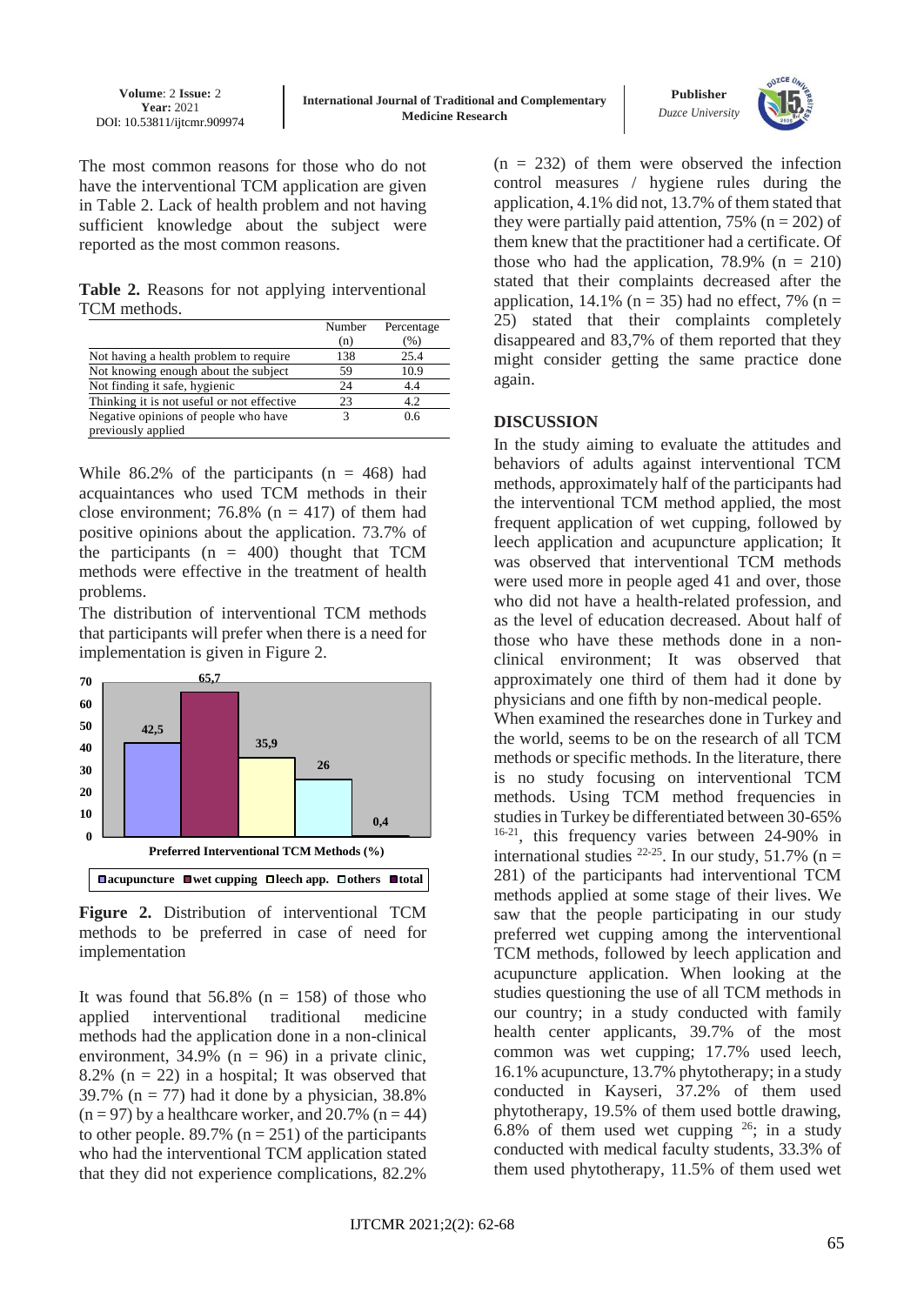The most common reasons for those who do not have the interventional TCM application are given in Table 2. Lack of health problem and not having sufficient knowledge about the subject were reported as the most common reasons.

**Table 2.** Reasons for not applying interventional TCM methods.

| | Number (n) | Percentage (%) |
|---|---|---|
| Not having a health problem to require | 138 | 25.4 |
| Not knowing enough about the subject | 59 | 10.9 |
| Not finding it safe, hygienic | 24 | 4.4 |
| Thinking it is not useful or not effective | 23 | 4.2 |
| Negative opinions of people who have previously applied | 3 | 0.6 |

While 86.2% of the participants (n = 468) had acquaintances who used TCM methods in their close environment; 76.8% (n = 417) of them had positive opinions about the application. 73.7% of the participants (n = 400) thought that TCM methods were effective in the treatment of health problems.

The distribution of interventional TCM methods that participants will prefer when there is a need for implementation is given in Figure 2.

**Figure 2.** Distribution of interventional TCM methods to be preferred in case of need for implementation

It was found that 56.8% (n = 158) of those who applied interventional traditional medicine methods had the application done in a non-clinical environment, 34.9% (n = 96) in a private clinic, 8.2% (n = 22) in a hospital; It was observed that 39.7% (n = 77) had it done by a physician, 38.8% (n = 97) by a healthcare worker, and 20.7% (n = 44) to other people. 89.7% (n = 251) of the participants who had the interventional TCM application stated that they did not experience complications, 82.2% (n = 232) of them were observed the infection control measures / hygiene rules during the application, 4.1% did not, 13.7% of them stated that they were partially paid attention, 75% (n = 202) of them knew that the practitioner had a certificate. Of those who had the application, 78.9% (n = 210) stated that their complaints decreased after the application, 14.1% (n = 35) had no effect, 7% (n = 25) stated that their complaints completely disappeared and 83,7% of them reported that they might consider getting the same practice done again.

## DISCUSSION

In the study aiming to evaluate the attitudes and behaviors of adults against interventional TCM methods, approximately half of the participants had the interventional TCM method applied, the most frequent application of wet cupping, followed by leech application and acupuncture application; It was observed that interventional TCM methods were used more in people aged 41 and over, those who did not have a health-related profession, and as the level of education decreased. About half of those who have these methods done in a non-clinical environment; It was observed that approximately one third of them had it done by physicians and one fifth by non-medical people.

When examined the researches done in Turkey and the world, seems to be on the research of all TCM methods or specific methods. In the literature, there is no study focusing on interventional TCM methods. Using TCM method frequencies in studies in Turkey be differentiated between 30-65% [16-21], this frequency varies between 24-90% in international studies [22-25]. In our study, 51.7% (n = 281) of the participants had interventional TCM methods applied at some stage of their lives. We saw that the people participating in our study preferred wet cupping among the interventional TCM methods, followed by leech application and acupuncture application. When looking at the studies questioning the use of all TCM methods in our country; in a study conducted with family health center applicants, 39.7% of the most common was wet cupping; 17.7% used leech, 16.1% acupuncture, 13.7% phytotherapy; in a study conducted in Kayseri, 37.2% of them used phytotherapy, 19.5% of them used bottle drawing, 6.8% of them used wet cupping [26]; in a study conducted with medical faculty students, 33.3% of them used phytotherapy, 11.5% of them used wet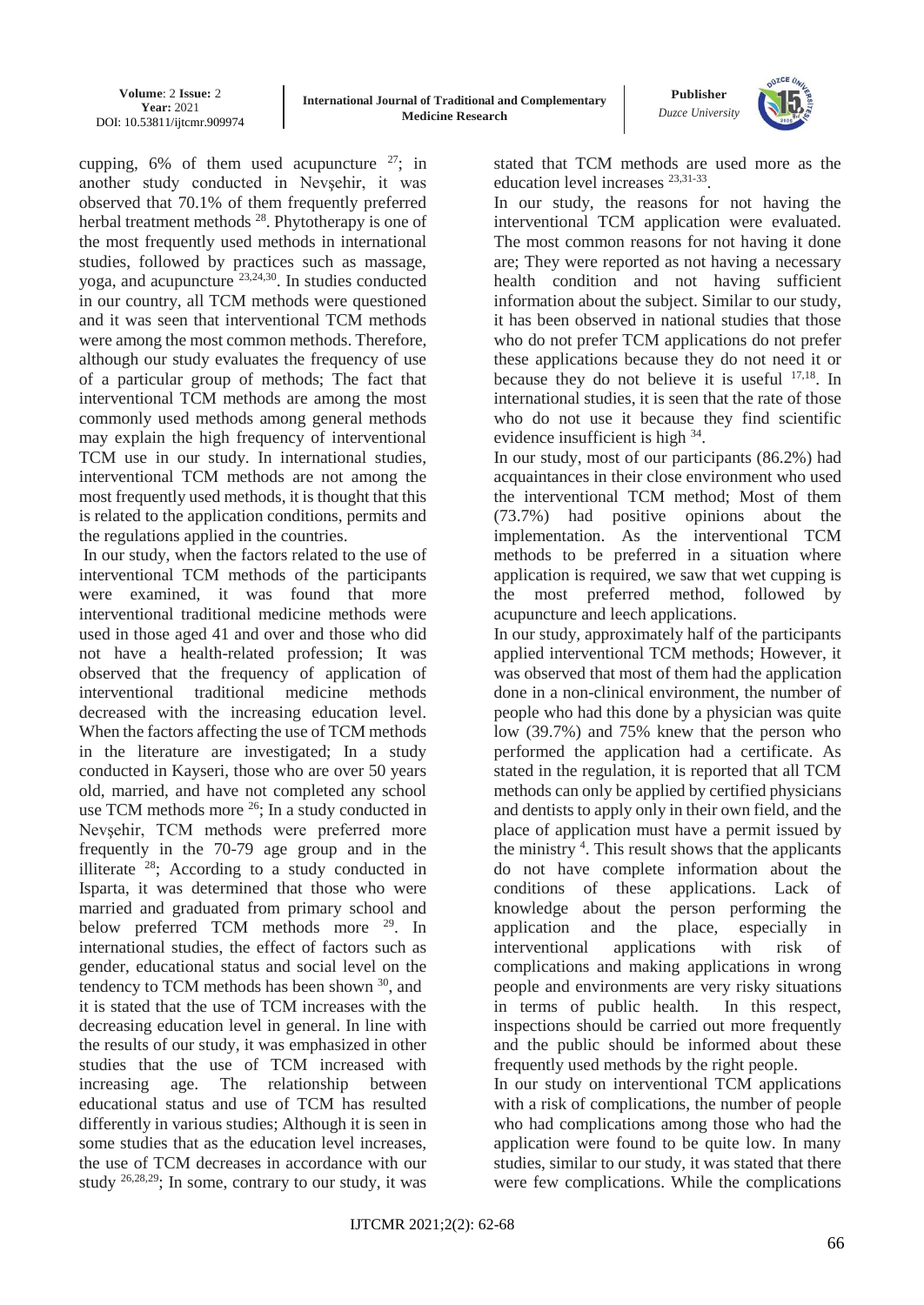cupping, 6% of them used acupuncture [27]; in another study conducted in Nevşehir, it was observed that 70.1% of them frequently preferred herbal treatment methods [28]. Phytotherapy is one of the most frequently used methods in international studies, followed by practices such as massage, yoga, and acupuncture [23,24,30]. In studies conducted in our country, all TCM methods were questioned and it was seen that interventional TCM methods were among the most common methods. Therefore, although our study evaluates the frequency of use of a particular group of methods; The fact that interventional TCM methods are among the most commonly used methods among general methods may explain the high frequency of interventional TCM use in our study. In international studies, interventional TCM methods are not among the most frequently used methods, it is thought that this is related to the application conditions, permits and the regulations applied in the countries.

In our study, when the factors related to the use of interventional TCM methods of the participants were examined, it was found that more interventional traditional medicine methods were used in those aged 41 and over and those who did not have a health-related profession; It was observed that the frequency of application of interventional traditional medicine methods decreased with the increasing education level. When the factors affecting the use of TCM methods in the literature are investigated; In a study conducted in Kayseri, those who are over 50 years old, married, and have not completed any school use TCM methods more [26]; In a study conducted in Nevşehir, TCM methods were preferred more frequently in the 70-79 age group and in the illiterate [28]; According to a study conducted in Isparta, it was determined that those who were married and graduated from primary school and below preferred TCM methods more [29]. In international studies, the effect of factors such as gender, educational status and social level on the tendency to TCM methods has been shown [30], and it is stated that the use of TCM increases with the decreasing education level in general. In line with the results of our study, it was emphasized in other studies that the use of TCM increased with increasing age. The relationship between educational status and use of TCM has resulted differently in various studies; Although it is seen in some studies that as the education level increases, the use of TCM decreases in accordance with our study [26,28,29]; In some, contrary to our study, it was stated that TCM methods are used more as the education level increases [23,31-33].

In our study, the reasons for not having the interventional TCM application were evaluated. The most common reasons for not having it done are; They were reported as not having a necessary health condition and not having sufficient information about the subject. Similar to our study, it has been observed in national studies that those who do not prefer TCM applications do not prefer these applications because they do not need it or because they do not believe it is useful [17,18]. In international studies, it is seen that the rate of those who do not use it because they find scientific evidence insufficient is high [34].

In our study, most of our participants (86.2%) had acquaintances in their close environment who used the interventional TCM method; Most of them (73.7%) had positive opinions about the implementation. As the interventional TCM methods to be preferred in a situation where application is required, we saw that wet cupping is the most preferred method, followed by acupuncture and leech applications.

In our study, approximately half of the participants applied interventional TCM methods; However, it was observed that most of them had the application done in a non-clinical environment, the number of people who had this done by a physician was quite low (39.7%) and 75% knew that the person who performed the application had a certificate. As stated in the regulation, it is reported that all TCM methods can only be applied by certified physicians and dentists to apply only in their own field, and the place of application must have a permit issued by the ministry [4]. This result shows that the applicants do not have complete information about the conditions of these applications. Lack of knowledge about the person performing the application and the place, especially in interventional applications with risk of complications and making applications in wrong people and environments are very risky situations in terms of public health. In this respect, inspections should be carried out more frequently and the public should be informed about these frequently used methods by the right people.

In our study on interventional TCM applications with a risk of complications, the number of people who had complications among those who had the application were found to be quite low. In many studies, similar to our study, it was stated that there were few complications. While the complications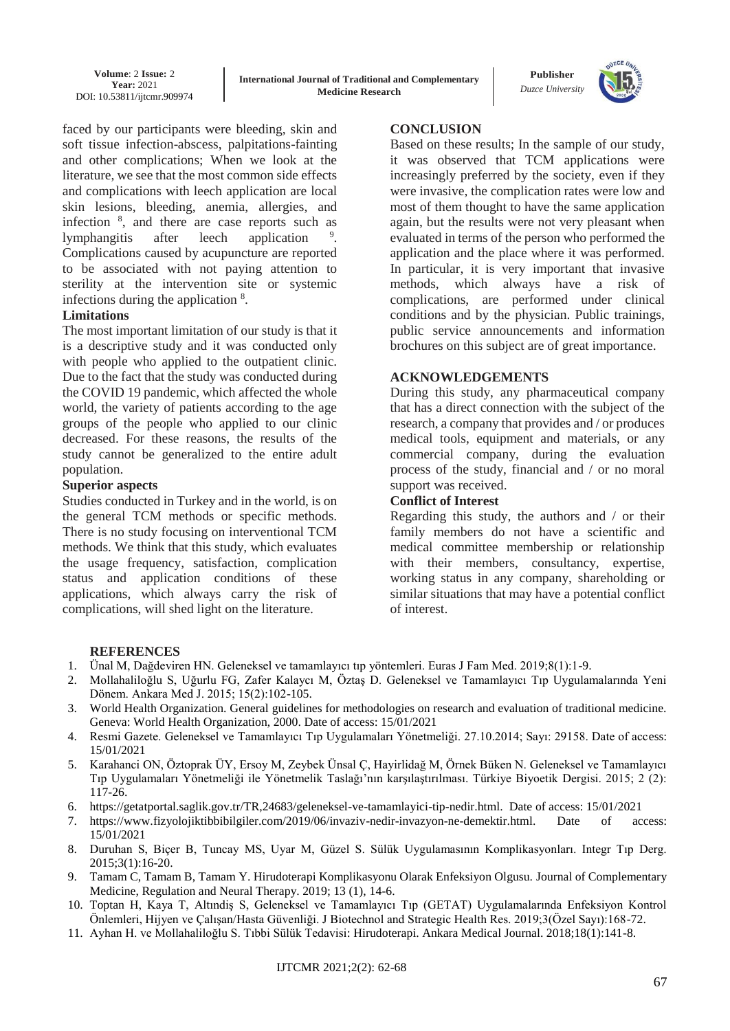faced by our participants were bleeding, skin and soft tissue infection-abscess, palpitations-fainting and other complications; When we look at the literature, we see that the most common side effects and complications with leech application are local skin lesions, bleeding, anemia, allergies, and infection [8], and there are case reports such as lymphangitis after leech application [9]. Complications caused by acupuncture are reported to be associated with not paying attention to sterility at the intervention site or systemic infections during the application [8].

### Limitations

The most important limitation of our study is that it is a descriptive study and it was conducted only with people who applied to the outpatient clinic. Due to the fact that the study was conducted during the COVID 19 pandemic, which affected the whole world, the variety of patients according to the age groups of the people who applied to our clinic decreased. For these reasons, the results of the study cannot be generalized to the entire adult population.

### Superior aspects

Studies conducted in Turkey and in the world, is on the general TCM methods or specific methods. There is no study focusing on interventional TCM methods. We think that this study, which evaluates the usage frequency, satisfaction, complication status and application conditions of these applications, which always carry the risk of complications, will shed light on the literature.

## CONCLUSION

Based on these results; In the sample of our study, it was observed that TCM applications were increasingly preferred by the society, even if they were invasive, the complication rates were low and most of them thought to have the same application again, but the results were not very pleasant when evaluated in terms of the person who performed the application and the place where it was performed. In particular, it is very important that invasive methods, which always have a risk of complications, are performed under clinical conditions and by the physician. Public trainings, public service announcements and information brochures on this subject are of great importance.

## ACKNOWLEDGEMENTS

During this study, any pharmaceutical company that has a direct connection with the subject of the research, a company that provides and / or produces medical tools, equipment and materials, or any commercial company, during the evaluation process of the study, financial and / or no moral support was received.

### Conflict of Interest

Regarding this study, the authors and / or their family members do not have a scientific and medical committee membership or relationship with their members, consultancy, expertise, working status in any company, shareholding or similar situations that may have a potential conflict of interest.

## REFERENCES

1. Ünal M, Dağdeviren HN. Geleneksel ve tamamlayıcı tıp yöntemleri. Euras J Fam Med. 2019;8(1):1-9.
2. Mollahaliloğlu S, Uğurlu FG, Zafer Kalaycı M, Öztaş D. Geleneksel ve Tamamlayıcı Tıp Uygulamalarında Yeni Dönem. Ankara Med J. 2015; 15(2):102-105.
3. World Health Organization. General guidelines for methodologies on research and evaluation of traditional medicine. Geneva: World Health Organization, 2000. Date of access: 15/01/2021
4. Resmi Gazete. Geleneksel ve Tamamlayıcı Tıp Uygulamaları Yönetmeliği. 27.10.2014; Sayı: 29158. Date of access: 15/01/2021
5. Karahanci ON, Öztoprak ÜY, Ersoy M, Zeybek Ünsal Ç, Hayirlidağ M, Örnek Büken N. Geleneksel ve Tamamlayıcı Tıp Uygulamaları Yönetmeliği ile Yönetmelik Taslağı'nın karşılaştırılması. Türkiye Biyoetik Dergisi. 2015; 2 (2): 117-26.
6. https://getatportal.saglik.gov.tr/TR,24683/geleneksel-ve-tamamlayici-tip-nedir.html. Date of access: 15/01/2021
7. https://www.fizyolojiktibbibilgiler.com/2019/06/invaziv-nedir-invazyon-ne-demektir.html. Date of access: 15/01/2021
8. Duruhan S, Biçer B, Tuncay MS, Uyar M, Güzel S. Sülük Uygulamasının Komplikasyonları. Integr Tıp Derg. 2015;3(1):16-20.
9. Tamam C, Tamam B, Tamam Y. Hirudoterapi Komplikasyonu Olarak Enfeksiyon Olgusu. Journal of Complementary Medicine, Regulation and Neural Therapy. 2019; 13 (1), 14-6.
10. Toptan H, Kaya T, Altındiş S, Geleneksel ve Tamamlayıcı Tıp (GETAT) Uygulamalarında Enfeksiyon Kontrol Önlemleri, Hijyen ve Çalışan/Hasta Güvenliği. J Biotechnol and Strategic Health Res. 2019;3(Özel Sayı):168-72.
11. Ayhan H. ve Mollahaliloğlu S. Tıbbi Sülük Tedavisi: Hirudoterapi. Ankara Medical Journal. 2018;18(1):141-8.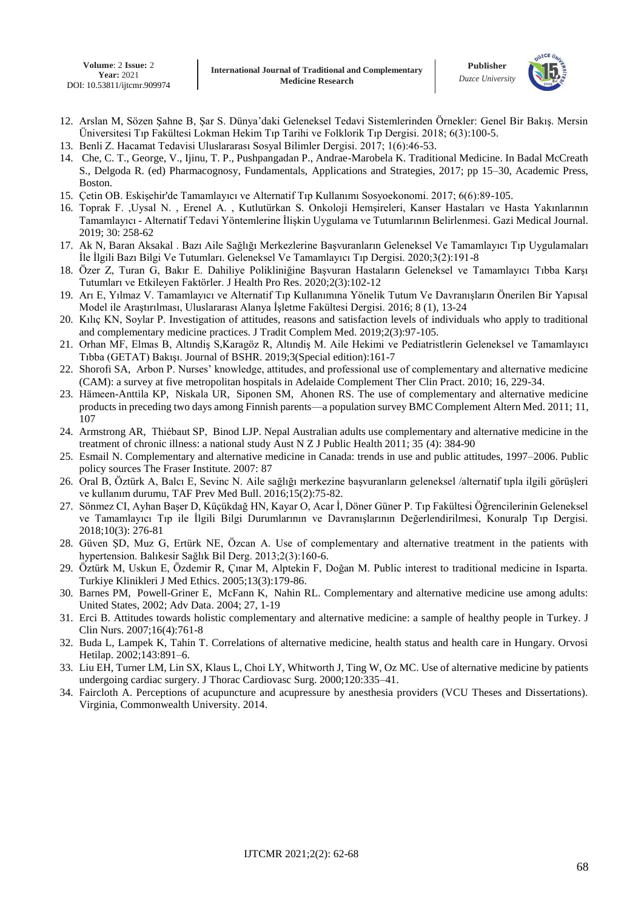12. Arslan M, Sözen Şahne B, Şar S. Dünya'daki Geleneksel Tedavi Sistemlerinden Örnekler: Genel Bir Bakış. Mersin Üniversitesi Tıp Fakültesi Lokman Hekim Tıp Tarihi ve Folklorik Tıp Dergisi. 2018; 6(3):100-5.
13. Benli Z. Hacamat Tedavisi Uluslararası Sosyal Bilimler Dergisi. 2017; 1(6):46-53.
14. Che, C. T., George, V., Ijinu, T. P., Pushpangadan P., Andrae-Marobela K. Traditional Medicine. In Badal McCreath S., Delgoda R. (ed) Pharmacognosy, Fundamentals, Applications and Strategies, 2017; pp 15–30, Academic Press, Boston.
15. Çetin OB. Eskişehir'de Tamamlayıcı ve Alternatif Tıp Kullanımı Sosyoekonomi. 2017; 6(6):89-105.
16. Toprak F. ,Uysal N. , Erenel A. , Kutlutürkan S. Onkoloji Hemşireleri, Kanser Hastaları ve Hasta Yakınlarının Tamamlayıcı - Alternatif Tedavi Yöntemlerine İlişkin Uygulama ve Tutumlarının Belirlenmesi. Gazi Medical Journal. 2019; 30: 258-62
17. Ak N, Baran Aksakal . Bazı Aile Sağlığı Merkezlerine Başvuranların Geleneksel Ve Tamamlayıcı Tıp Uygulamaları İle İlgili Bazı Bilgi Ve Tutumları. Geleneksel Ve Tamamlayıcı Tıp Dergisi. 2020;3(2):191-8
18. Özer Z, Turan G, Bakır E. Dahiliye Polikliniğine Başvuran Hastaların Geleneksel ve Tamamlayıcı Tıbba Karşı Tutumları ve Etkileyen Faktörler. J Health Pro Res. 2020;2(3):102-12
19. Arı E, Yılmaz V. Tamamlayıcı ve Alternatif Tıp Kullanımına Yönelik Tutum Ve Davranışların Önerilen Bir Yapısal Model ile Araştırılması, Uluslararası Alanya İşletme Fakültesi Dergisi. 2016; 8 (1), 13-24
20. Kılıç KN, Soylar P. Investigation of attitudes, reasons and satisfaction levels of individuals who apply to traditional and complementary medicine practices. J Tradit Complem Med. 2019;2(3):97-105.
21. Orhan MF, Elmas B, Altındiş S,Karagöz R, Altındiş M. Aile Hekimi ve Pediatristlerin Geleneksel ve Tamamlayıcı Tıbba (GETAT) Bakışı. Journal of BSHR. 2019;3(Special edition):161-7
22. Shorofi SA, Arbon P. Nurses' knowledge, attitudes, and professional use of complementary and alternative medicine (CAM): a survey at five metropolitan hospitals in Adelaide Complement Ther Clin Pract. 2010; 16, 229-34.
23. Hämeen-Anttila KP, Niskala UR, Siponen SM, Ahonen RS. The use of complementary and alternative medicine products in preceding two days among Finnish parents—a population survey BMC Complement Altern Med. 2011; 11, 107
24. Armstrong AR, Thiébaut SP, Binod LJP. Nepal Australian adults use complementary and alternative medicine in the treatment of chronic illness: a national study Aust N Z J Public Health 2011; 35 (4): 384-90
25. Esmail N. Complementary and alternative medicine in Canada: trends in use and public attitudes, 1997–2006. Public policy sources The Fraser Institute. 2007: 87
26. Oral B, Öztürk A, Balcı E, Sevinc N. Aile sağlığı merkezine başvuranların geleneksel /alternatif tıpla ilgili görüşleri ve kullanım durumu, TAF Prev Med Bull. 2016;15(2):75-82.
27. Sönmez CI, Ayhan Başer D, Küçükdağ HN, Kayar O, Acar İ, Döner Güner P. Tıp Fakültesi Öğrencilerinin Geleneksel ve Tamamlayıcı Tıp ile İlgili Bilgi Durumlarının ve Davranışlarının Değerlendirilmesi, Konuralp Tıp Dergisi. 2018;10(3): 276-81
28. Güven ŞD, Muz G, Ertürk NE, Özcan A. Use of complementary and alternative treatment in the patients with hypertension. Balıkesir Sağlık Bil Derg. 2013;2(3):160-6.
29. Öztürk M, Uskun E, Özdemir R, Çınar M, Alptekin F, Doğan M. Public interest to traditional medicine in Isparta. Turkiye Klinikleri J Med Ethics. 2005;13(3):179-86.
30. Barnes PM, Powell-Griner E, McFann K, Nahin RL. Complementary and alternative medicine use among adults: United States, 2002; Adv Data. 2004; 27, 1-19
31. Erci B. Attitudes towards holistic complementary and alternative medicine: a sample of healthy people in Turkey. J Clin Nurs. 2007;16(4):761-8
32. Buda L, Lampek K, Tahin T. Correlations of alternative medicine, health status and health care in Hungary. Orvosi Hetilap. 2002;143:891–6.
33. Liu EH, Turner LM, Lin SX, Klaus L, Choi LY, Whitworth J, Ting W, Oz MC. Use of alternative medicine by patients undergoing cardiac surgery. J Thorac Cardiovasc Surg. 2000;120:335–41.
34. Faircloth A. Perceptions of acupuncture and acupressure by anesthesia providers (VCU Theses and Dissertations). Virginia, Commonwealth University. 2014.